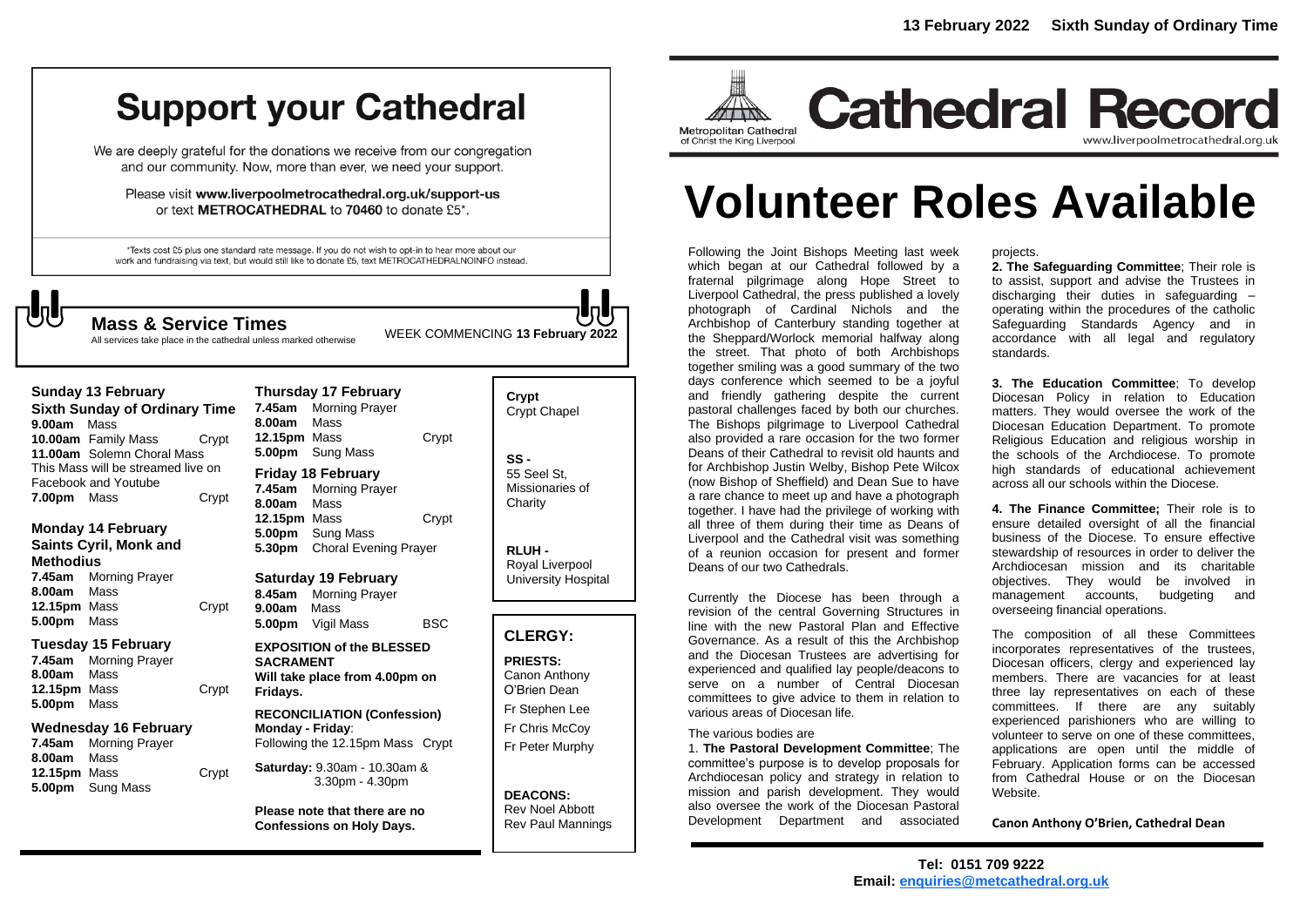# Support your Cathedral

We are deeply grateful for the donations we receive from our congregation and our community. Now, more than ever, we need your support.

Please visit **www.liverpoolmetrocathedral.org.uk/support-us** or text **METROCATHEDRAL** to **70460** to donate £5*.

*Texts cost £5 plus one standard rate message. If you do not wish to opt-in to hear more about our work and fundraising via text, but would still like to donate £5, text METROCATHEDRALNOINFO instead.

## Mass & Service Times

All services take place in the cathedral unless marked otherwise

WEEK COMMENCING **13 February 2022**

### Sunday 13 February
**Sixth Sunday of Ordinary Time**

**9.00am** Mass
**10.00am** Family Mass Crypt
**11.00am** Solemn Choral Mass
This Mass will be streamed live on Facebook and Youtube
**7.00pm** Mass Crypt

### Monday 14 February
**Saints Cyril, Monk and Methodius**

**7.45am** Morning Prayer
**8.00am** Mass
**12.15pm** Mass Crypt
**5.00pm** Mass

### Tuesday 15 February

**7.45am** Morning Prayer
**8.00am** Mass
**12.15pm** Mass Crypt
**5.00pm** Mass

### Wednesday 16 February

**7.45am** Morning Prayer
**8.00am** Mass
**12.15pm** Mass Crypt
**5.00pm** Sung Mass

### Thursday 17 February

**7.45am** Morning Prayer
**8.00am** Mass
**12.15pm** Mass Crypt
**5.00pm** Sung Mass

### Friday 18 February

**7.45am** Morning Prayer
**8.00am** Mass
**12.15pm** Mass Crypt
**5.00pm** Sung Mass
**5.30pm** Choral Evening Prayer

### Saturday 19 February

**8.45am** Morning Prayer
**9.00am** Mass
**5.00pm** Vigil Mass BSC

**EXPOSITION of the BLESSED SACRAMENT**
**Will take place from 4.00pm on Fridays.**

**RECONCILIATION (Confession)**
**Monday - Friday**:
Following the 12.15pm Mass Crypt

**Saturday:** 9.30am - 10.30am & 3.30pm - 4.30pm

**Please note that there are no Confessions on Holy Days.**

**Crypt**
Crypt Chapel

**SS -**
55 Seel St, Missionaries of Charity

**RLUH -**
Royal Liverpool University Hospital

## CLERGY:

**PRIESTS:**
Canon Anthony O'Brien Dean
Fr Stephen Lee
Fr Chris McCoy
Fr Peter Murphy

**DEACONS:**
Rev Noel Abbott
Rev Paul Mannings

# Cathedral Record

Metropolitan Cathedral of Christ the King Liverpool

www.liverpoolmetrocathedral.org.uk

13 February 2022 Sixth Sunday of Ordinary Time

# Volunteer Roles Available

Following the Joint Bishops Meeting last week which began at our Cathedral followed by a fraternal pilgrimage along Hope Street to Liverpool Cathedral, the press published a lovely photograph of Cardinal Nichols and the Archbishop of Canterbury standing together at the Sheppard/Worlock memorial halfway along the street. That photo of both Archbishops together smiling was a good summary of the two days conference which seemed to be a joyful and friendly gathering despite the current pastoral challenges faced by both our churches. The Bishops pilgrimage to Liverpool Cathedral also provided a rare occasion for the two former Deans of their Cathedral to revisit old haunts and for Archbishop Justin Welby, Bishop Pete Wilcox (now Bishop of Sheffield) and Dean Sue to have a rare chance to meet up and have a photograph together. I have had the privilege of working with all three of them during their time as Deans of Liverpool and the Cathedral visit was something of a reunion occasion for present and former Deans of our two Cathedrals.

Currently the Diocese has been through a revision of the central Governing Structures in line with the new Pastoral Plan and Effective Governance. As a result of this the Archbishop and the Diocesan Trustees are advertising for experienced and qualified lay people/deacons to serve on a number of Central Diocesan committees to give advice to them in relation to various areas of Diocesan life.

The various bodies are

1. **The Pastoral Development Committee**; The committee's purpose is to develop proposals for Archdiocesan policy and strategy in relation to mission and parish development. They would also oversee the work of the Diocesan Pastoral Development Department and associated projects.

2. **The Safeguarding Committee**; Their role is to assist, support and advise the Trustees in discharging their duties in safeguarding – operating within the procedures of the catholic Safeguarding Standards Agency and in accordance with all legal and regulatory standards.

3. **The Education Committee**; To develop Diocesan Policy in relation to Education matters. They would oversee the work of the Diocesan Education Department. To promote Religious Education and religious worship in the schools of the Archdiocese. To promote high standards of educational achievement across all our schools within the Diocese.

4. **The Finance Committee;** Their role is to ensure detailed oversight of all the financial business of the Diocese. To ensure effective stewardship of resources in order to deliver the Archdiocesan mission and its charitable objectives. They would be involved in management accounts, budgeting and overseeing financial operations.

The composition of all these Committees incorporates representatives of the trustees, Diocesan officers, clergy and experienced lay members. There are vacancies for at least three lay representatives on each of these committees. If there are any suitably experienced parishioners who are willing to volunteer to serve on one of these committees, applications are open until the middle of February. Application forms can be accessed from Cathedral House or on the Diocesan Website.

**Canon Anthony O'Brien, Cathedral Dean**

**Tel: 0151 709 9222**
**Email: enquiries@metcathedral.org.uk**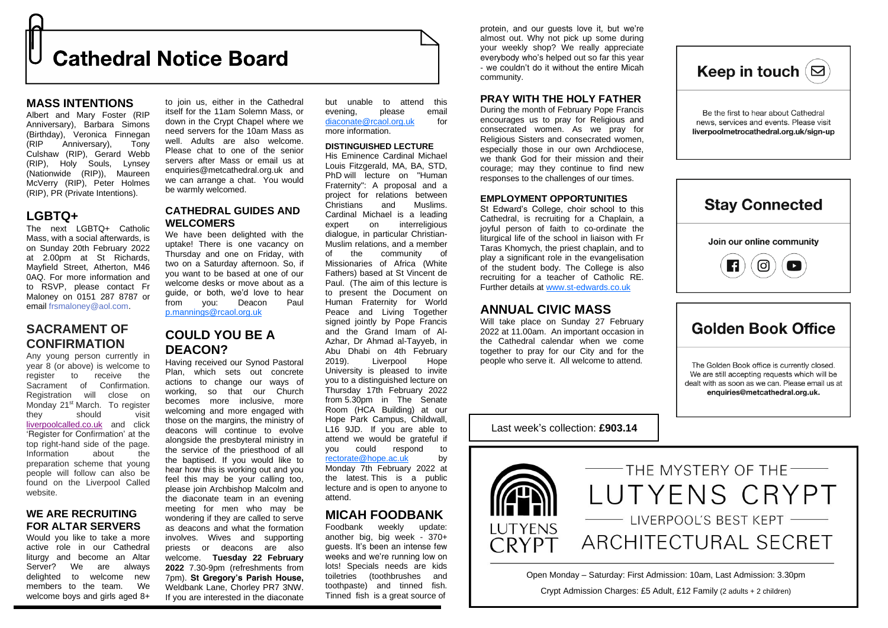# Cathedral Notice Board

## MASS INTENTIONS

Albert and Mary Foster (RIP Anniversary), Barbara Simons (Birthday), Veronica Finnegan (RIP Anniversary), Tony Culshaw (RIP), Gerard Webb (RIP), Holy Souls, Lynsey (Nationwide (RIP)), Maureen McVerry (RIP), Peter Holmes (RIP), PR (Private Intentions).

## LGBTQ+

The next LGBTQ+ Catholic Mass, with a social afterwards, is on Sunday 20th February 2022 at 2.00pm at St Richards, Mayfield Street, Atherton, M46 0AQ. For more information and to RSVP, please contact Fr Maloney on 0151 287 8787 or email frsmaloney@aol.com.

## SACRAMENT OF CONFIRMATION

Any young person currently in year 8 (or above) is welcome to register to receive the Sacrament of Confirmation. Registration will close on Monday 21st March. To register they should visit liverpoolcalled.co.uk and click 'Register for Confirmation' at the top right-hand side of the page. Information about the preparation scheme that young people will follow can also be found on the Liverpool Called website.

### WE ARE RECRUITING FOR ALTAR SERVERS

Would you like to take a more active role in our Cathedral liturgy and become an Altar Server? We are always delighted to welcome new members to the team. We welcome boys and girls aged 8+ to join us, either in the Cathedral itself for the 11am Solemn Mass, or down in the Crypt Chapel where we need servers for the 10am Mass as well. Adults are also welcome. Please chat to one of the senior servers after Mass or email us at enquiries@metcathedral.org.uk and we can arrange a chat. You would be warmly welcomed.

### CATHEDRAL GUIDES AND WELCOMERS

We have been delighted with the uptake! There is one vacancy on Thursday and one on Friday, with two on a Saturday afternoon. So, if you want to be based at one of our welcome desks or move about as a guide, or both, we'd love to hear from you: Deacon Paul p.mannings@rcaol.org.uk

## COULD YOU BE A DEACON?

Having received our Synod Pastoral Plan, which sets out concrete actions to change our ways of working, so that our Church becomes more inclusive, more welcoming and more engaged with those on the margins, the ministry of deacons will continue to evolve alongside the presbyteral ministry in the service of the priesthood of all the baptised. If you would like to hear how this is working out and you feel this may be your calling too, please join Archbishop Malcolm and the diaconate team in an evening meeting for men who may be wondering if they are called to serve as deacons and what the formation involves. Wives and supporting priests or deacons are also welcome. **Tuesday 22 February 2022** 7.30-9pm (refreshments from 7pm). **St Gregory's Parish House,** Weldbank Lane, Chorley PR7 3NW. If you are interested in the diaconate but unable to attend this evening, please email diaconate@rcaol.org.uk for more information.

### DISTINGUISHED LECTURE

His Eminence Cardinal Michael Louis Fitzgerald, MA, BA, STD, PhD will lecture on "Human Fraternity": A proposal and a project for relations between Christians and Muslims. Cardinal Michael is a leading expert on interreligious dialogue, in particular Christian-Muslim relations, and a member of the community of Missionaries of Africa (White Fathers) based at St Vincent de Paul. (The aim of this lecture is to present the Document on Human Fraternity for World Peace and Living Together signed jointly by Pope Francis and the Grand Imam of Al-Azhar, Dr Ahmad al-Tayyeb, in Abu Dhabi on 4th February 2019). Liverpool Hope University is pleased to invite you to a distinguished lecture on Thursday 17th February 2022 from 5.30pm in The Senate Room (HCA Building) at our Hope Park Campus, Childwall, L16 9JD. If you are able to attend we would be grateful if you could respond to rectorate@hope.ac.uk by Monday 7th February 2022 at the latest. This is a public lecture and is open to anyone to attend.

## MICAH FOODBANK

Foodbank weekly update: another big, big week - 370+ guests. It's been an intense few weeks and we're running low on lots! Specials needs are kids toiletries (toothbrushes and toothpaste) and tinned fish. Tinned fish is a great source of protein, and our guests love it, but we're almost out. Why not pick up some during your weekly shop? We really appreciate everybody who's helped out so far this year - we couldn't do it without the entire Micah community.

### PRAY WITH THE HOLY FATHER

During the month of February Pope Francis encourages us to pray for Religious and consecrated women. As we pray for Religious Sisters and consecrated women, especially those in our own Archdiocese, we thank God for their mission and their courage; may they continue to find new responses to the challenges of our times.

### EMPLOYMENT OPPORTUNITIES

St Edward's College, choir school to this Cathedral, is recruiting for a Chaplain, a joyful person of faith to co-ordinate the liturgical life of the school in liaison with Fr Taras Khomych, the priest chaplain, and to play a significant role in the evangelisation of the student body. The College is also recruiting for a teacher of Catholic RE. Further details at www.st-edwards.co.uk

## ANNUAL CIVIC MASS

Will take place on Sunday 27 February 2022 at 11.00am. An important occasion in the Cathedral calendar when we come together to pray for our City and for the people who serve it. All welcome to attend.

Last week's collection: **£903.14**

## Keep in touch

Be the first to hear about Cathedral news, services and events. Please visit **liverpoolmetrocathedral.org.uk/sign-up**

## Stay Connected

**Join our online community**

## Golden Book Office

The Golden Book office is currently closed. We are still accepting requests which will be dealt with as soon as we can. Please email us at **enquiries@metcathedral.org.uk.**

LUTYENS CRYPT

THE MYSTERY OF THE LUTYENS CRYPT

LIVERPOOL'S BEST KEPT ARCHITECTURAL SECRET

Open Monday – Saturday: First Admission: 10am, Last Admission: 3.30pm

Crypt Admission Charges: £5 Adult, £12 Family (2 adults + 2 children)